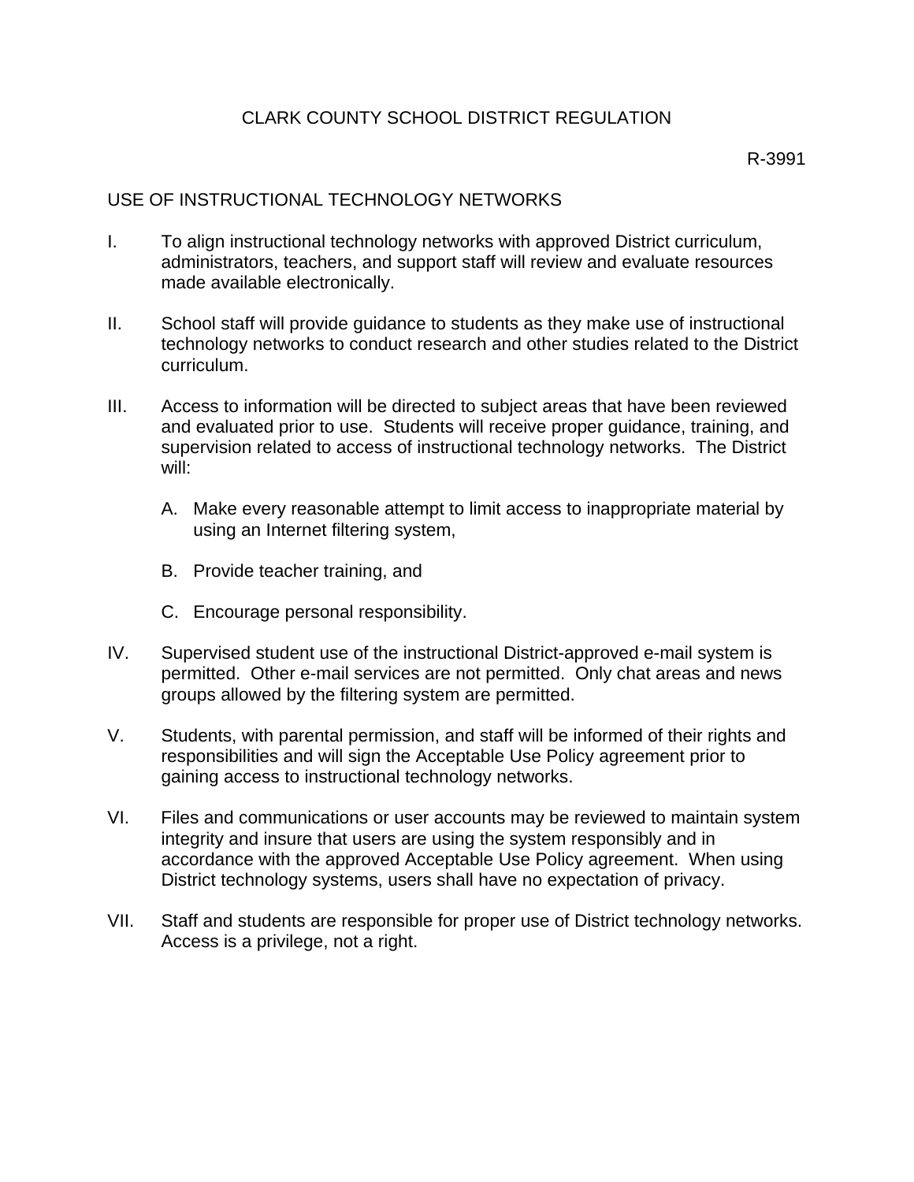# CLARK COUNTY SCHOOL DISTRICT REGULATION

R-3991

## USE OF INSTRUCTIONAL TECHNOLOGY NETWORKS

I. To align instructional technology networks with approved District curriculum, administrators, teachers, and support staff will review and evaluate resources made available electronically.

II. School staff will provide guidance to students as they make use of instructional technology networks to conduct research and other studies related to the District curriculum.

III. Access to information will be directed to subject areas that have been reviewed and evaluated prior to use. Students will receive proper guidance, training, and supervision related to access of instructional technology networks. The District will:

   A. Make every reasonable attempt to limit access to inappropriate material by using an Internet filtering system,

   B. Provide teacher training, and

   C. Encourage personal responsibility.

IV. Supervised student use of the instructional District-approved e-mail system is permitted. Other e-mail services are not permitted. Only chat areas and news groups allowed by the filtering system are permitted.

V. Students, with parental permission, and staff will be informed of their rights and responsibilities and will sign the Acceptable Use Policy agreement prior to gaining access to instructional technology networks.

VI. Files and communications or user accounts may be reviewed to maintain system integrity and insure that users are using the system responsibly and in accordance with the approved Acceptable Use Policy agreement. When using District technology systems, users shall have no expectation of privacy.

VII. Staff and students are responsible for proper use of District technology networks. Access is a privilege, not a right.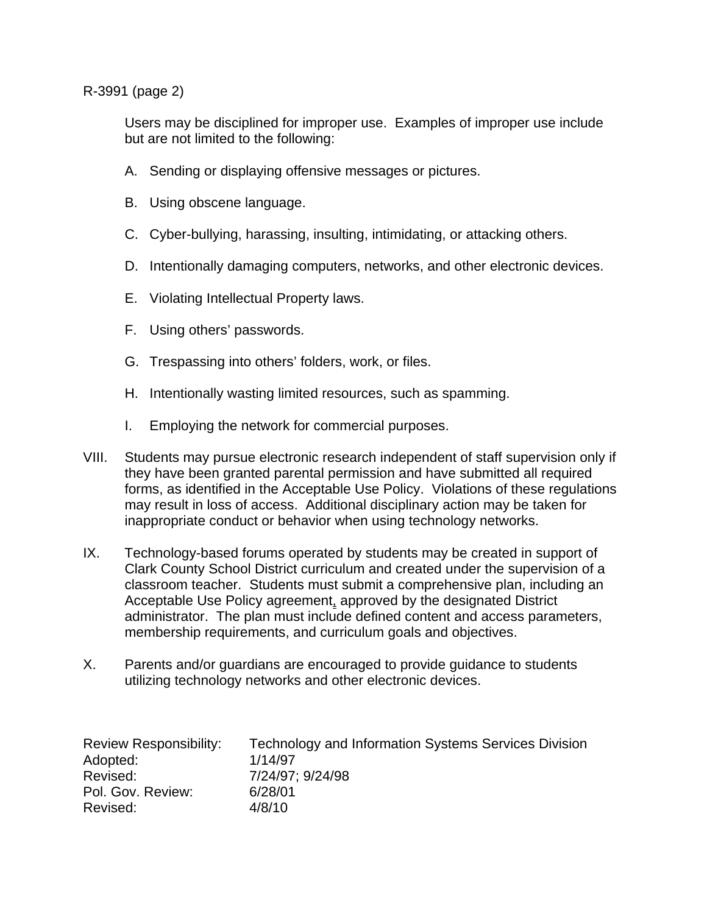R-3991 (page 2)

Users may be disciplined for improper use. Examples of improper use include but are not limited to the following:

A. Sending or displaying offensive messages or pictures.

B. Using obscene language.

C. Cyber-bullying, harassing, insulting, intimidating, or attacking others.

D. Intentionally damaging computers, networks, and other electronic devices.

E. Violating Intellectual Property laws.

F. Using others' passwords.

G. Trespassing into others' folders, work, or files.

H. Intentionally wasting limited resources, such as spamming.

I. Employing the network for commercial purposes.

VIII. Students may pursue electronic research independent of staff supervision only if they have been granted parental permission and have submitted all required forms, as identified in the Acceptable Use Policy. Violations of these regulations may result in loss of access. Additional disciplinary action may be taken for inappropriate conduct or behavior when using technology networks.

IX. Technology-based forums operated by students may be created in support of Clark County School District curriculum and created under the supervision of a classroom teacher. Students must submit a comprehensive plan, including an Acceptable Use Policy agreement, approved by the designated District administrator. The plan must include defined content and access parameters, membership requirements, and curriculum goals and objectives.

X. Parents and/or guardians are encouraged to provide guidance to students utilizing technology networks and other electronic devices.

| | |
|---|---|
| Review Responsibility: | Technology and Information Systems Services Division |
| Adopted: | 1/14/97 |
| Revised: | 7/24/97; 9/24/98 |
| Pol. Gov. Review: | 6/28/01 |
| Revised: | 4/8/10 |